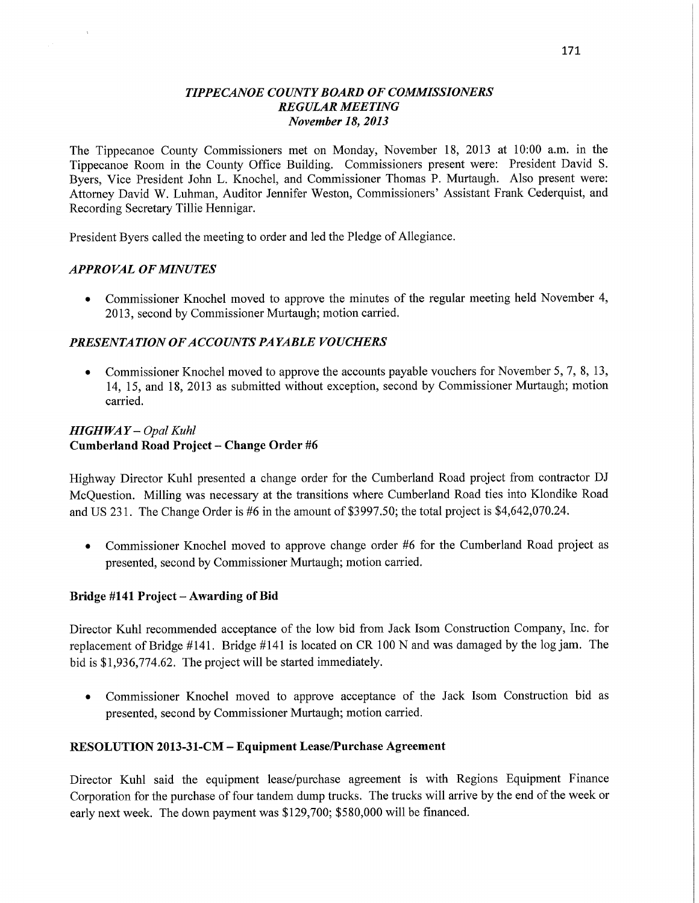# *TIPPECANOE COUNTY BOARD OF COMMISSIONERS*
## *REGULAR MEETING*
### *November 18, 2013*

The Tippecanoe County Commissioners met on Monday, November 18, 2013 at 10:00 a.m. in the Tippecanoe Room in the County Office Building. Commissioners present were: President David S. Byers, Vice President John L. Knochel, and Commissioner Thomas P. Murtaugh. Also present were: Attorney David W. Luhman, Auditor Jennifer Weston, Commissioners' Assistant Frank Cederquist, and Recording Secretary Tillie Hennigar.

President Byers called the meeting to order and led the Pledge of Allegiance.

### *APPROVAL OF MINUTES*

- Commissioner Knochel moved to approve the minutes of the regular meeting held November 4, 2013, second by Commissioner Murtaugh; motion carried.

### *PRESENTATION OF ACCOUNTS PAYABLE VOUCHERS*

- Commissioner Knochel moved to approve the accounts payable vouchers for November 5, 7, 8, 13, 14, 15, and 18, 2013 as submitted without exception, second by Commissioner Murtaugh; motion carried.

### *HIGHWAY – Opal Kuhl*
**Cumberland Road Project – Change Order #6**

Highway Director Kuhl presented a change order for the Cumberland Road project from contractor DJ McQuestion. Milling was necessary at the transitions where Cumberland Road ties into Klondike Road and US 231. The Change Order is #6 in the amount of $3997.50; the total project is $4,642,070.24.

- Commissioner Knochel moved to approve change order #6 for the Cumberland Road project as presented, second by Commissioner Murtaugh; motion carried.

**Bridge #141 Project – Awarding of Bid**

Director Kuhl recommended acceptance of the low bid from Jack Isom Construction Company, Inc. for replacement of Bridge #141. Bridge #141 is located on CR 100 N and was damaged by the log jam. The bid is $1,936,774.62. The project will be started immediately.

- Commissioner Knochel moved to approve acceptance of the Jack Isom Construction bid as presented, second by Commissioner Murtaugh; motion carried.

**RESOLUTION 2013-31-CM – Equipment Lease/Purchase Agreement**

Director Kuhl said the equipment lease/purchase agreement is with Regions Equipment Finance Corporation for the purchase of four tandem dump trucks. The trucks will arrive by the end of the week or early next week. The down payment was $129,700; $580,000 will be financed.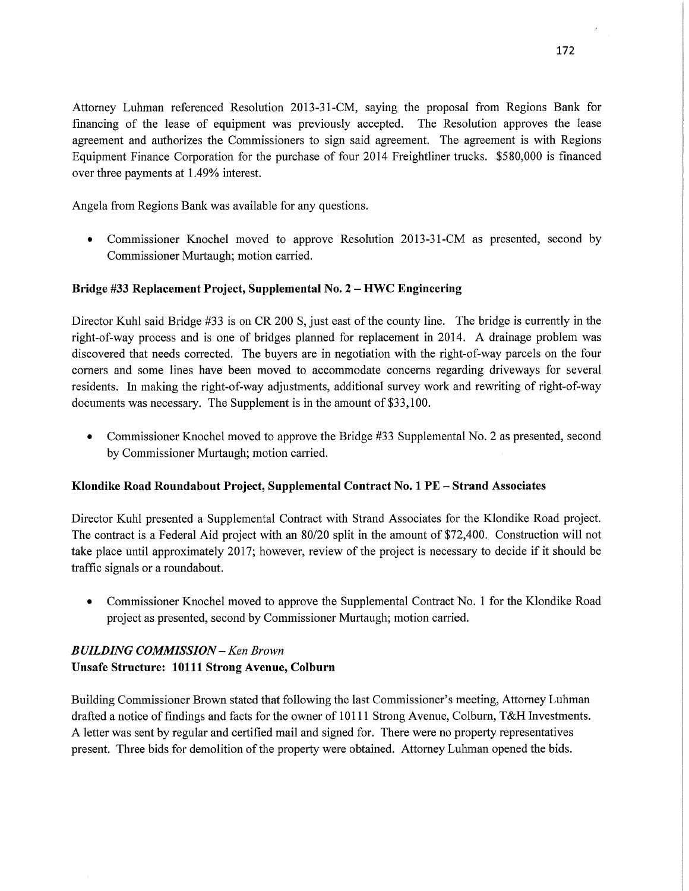Attorney Luhman referenced Resolution 2013-31-CM, saying the proposal from Regions Bank for financing of the lease of equipment was previously accepted. The Resolution approves the lease agreement and authorizes the Commissioners to sign said agreement. The agreement is with Regions Equipment Finance Corporation for the purchase of four 2014 Freightliner trucks. $580,000 is financed over three payments at 1.49% interest.

Angela from Regions Bank was available for any questions.

- Commissioner Knochel moved to approve Resolution 2013-31-CM as presented, second by Commissioner Murtaugh; motion carried.

**Bridge #33 Replacement Project, Supplemental No. 2 – HWC Engineering**

Director Kuhl said Bridge #33 is on CR 200 S, just east of the county line. The bridge is currently in the right-of-way process and is one of bridges planned for replacement in 2014. A drainage problem was discovered that needs corrected. The buyers are in negotiation with the right-of-way parcels on the four corners and some lines have been moved to accommodate concerns regarding driveways for several residents. In making the right-of-way adjustments, additional survey work and rewriting of right-of-way documents was necessary. The Supplement is in the amount of $33,100.

- Commissioner Knochel moved to approve the Bridge #33 Supplemental No. 2 as presented, second by Commissioner Murtaugh; motion carried.

**Klondike Road Roundabout Project, Supplemental Contract No. 1 PE – Strand Associates**

Director Kuhl presented a Supplemental Contract with Strand Associates for the Klondike Road project. The contract is a Federal Aid project with an 80/20 split in the amount of $72,400. Construction will not take place until approximately 2017; however, review of the project is necessary to decide if it should be traffic signals or a roundabout.

- Commissioner Knochel moved to approve the Supplemental Contract No. 1 for the Klondike Road project as presented, second by Commissioner Murtaugh; motion carried.

***BUILDING COMMISSION*** *– Ken Brown*
**Unsafe Structure: 10111 Strong Avenue, Colburn**

Building Commissioner Brown stated that following the last Commissioner's meeting, Attorney Luhman drafted a notice of findings and facts for the owner of 10111 Strong Avenue, Colburn, T&H Investments. A letter was sent by regular and certified mail and signed for. There were no property representatives present. Three bids for demolition of the property were obtained. Attorney Luhman opened the bids.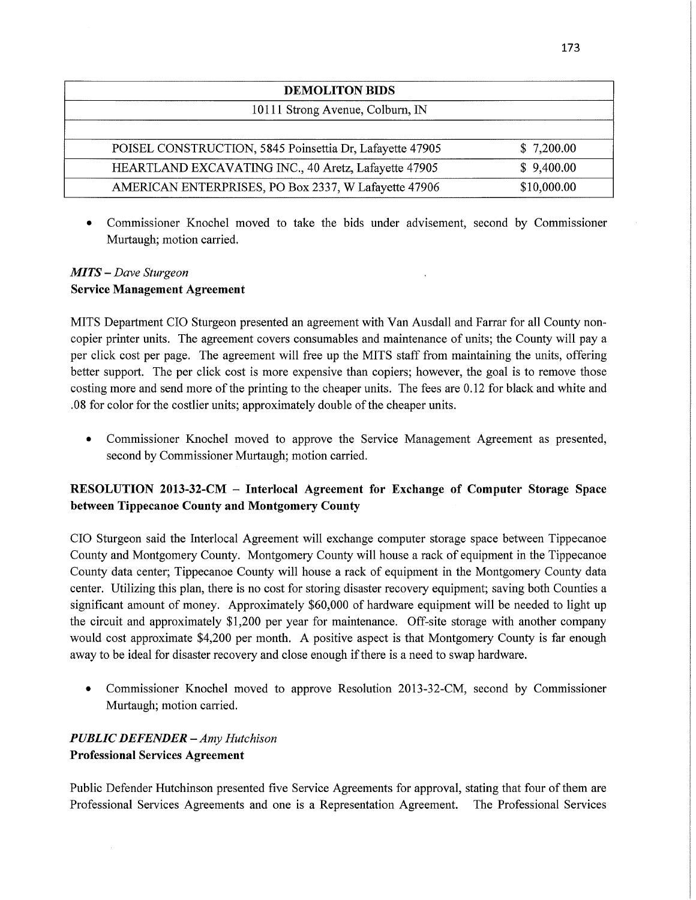| DEMOLITON BIDS | |
|---|---|
| 10111 Strong Avenue, Colburn, IN | |
| | |
| POISEL CONSTRUCTION, 5845 Poinsettia Dr, Lafayette 47905 | $ 7,200.00 |
| HEARTLAND EXCAVATING INC., 40 Aretz, Lafayette 47905 | $ 9,400.00 |
| AMERICAN ENTERPRISES, PO Box 2337, W Lafayette 47906 | $10,000.00 |

- Commissioner Knochel moved to take the bids under advisement, second by Commissioner Murtaugh; motion carried.

***MITS** – Dave Sturgeon*
**Service Management Agreement**

MITS Department CIO Sturgeon presented an agreement with Van Ausdall and Farrar for all County non-copier printer units. The agreement covers consumables and maintenance of units; the County will pay a per click cost per page. The agreement will free up the MITS staff from maintaining the units, offering better support. The per click cost is more expensive than copiers; however, the goal is to remove those costing more and send more of the printing to the cheaper units. The fees are 0.12 for black and white and .08 for color for the costlier units; approximately double of the cheaper units.

- Commissioner Knochel moved to approve the Service Management Agreement as presented, second by Commissioner Murtaugh; motion carried.

**RESOLUTION 2013-32-CM – Interlocal Agreement for Exchange of Computer Storage Space between Tippecanoe County and Montgomery County**

CIO Sturgeon said the Interlocal Agreement will exchange computer storage space between Tippecanoe County and Montgomery County. Montgomery County will house a rack of equipment in the Tippecanoe County data center; Tippecanoe County will house a rack of equipment in the Montgomery County data center. Utilizing this plan, there is no cost for storing disaster recovery equipment; saving both Counties a significant amount of money. Approximately $60,000 of hardware equipment will be needed to light up the circuit and approximately $1,200 per year for maintenance. Off-site storage with another company would cost approximate $4,200 per month. A positive aspect is that Montgomery County is far enough away to be ideal for disaster recovery and close enough if there is a need to swap hardware.

- Commissioner Knochel moved to approve Resolution 2013-32-CM, second by Commissioner Murtaugh; motion carried.

***PUBLIC DEFENDER** – Amy Hutchison*
**Professional Services Agreement**

Public Defender Hutchinson presented five Service Agreements for approval, stating that four of them are Professional Services Agreements and one is a Representation Agreement. The Professional Services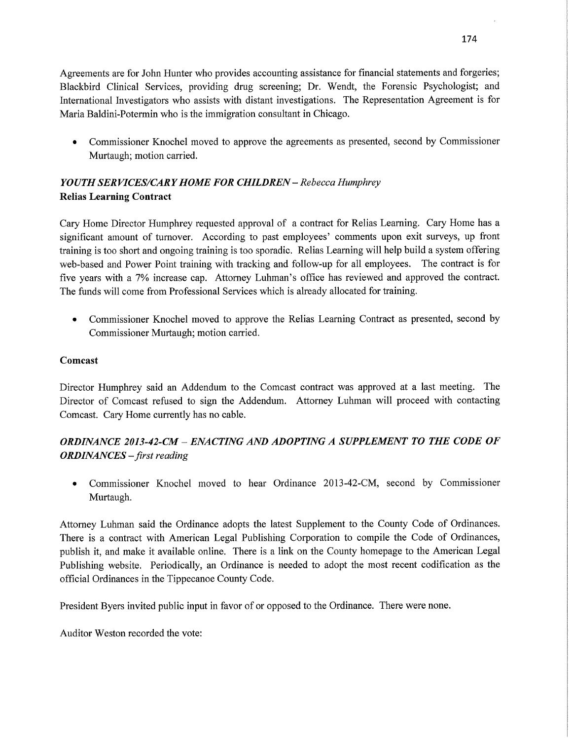Agreements are for John Hunter who provides accounting assistance for financial statements and forgeries; Blackbird Clinical Services, providing drug screening; Dr. Wendt, the Forensic Psychologist; and International Investigators who assists with distant investigations. The Representation Agreement is for Maria Baldini-Potermin who is the immigration consultant in Chicago.

- Commissioner Knochel moved to approve the agreements as presented, second by Commissioner Murtaugh; motion carried.

### *YOUTH SERVICES/CARY HOME FOR CHILDREN – Rebecca Humphrey*

**Relias Learning Contract**

Cary Home Director Humphrey requested approval of a contract for Relias Learning. Cary Home has a significant amount of turnover. According to past employees' comments upon exit surveys, up front training is too short and ongoing training is too sporadic. Relias Learning will help build a system offering web-based and Power Point training with tracking and follow-up for all employees. The contract is for five years with a 7% increase cap. Attorney Luhman's office has reviewed and approved the contract. The funds will come from Professional Services which is already allocated for training.

- Commissioner Knochel moved to approve the Relias Learning Contract as presented, second by Commissioner Murtaugh; motion carried.

**Comcast**

Director Humphrey said an Addendum to the Comcast contract was approved at a last meeting. The Director of Comcast refused to sign the Addendum. Attorney Luhman will proceed with contacting Comcast. Cary Home currently has no cable.

### *ORDINANCE 2013-42-CM – ENACTING AND ADOPTING A SUPPLEMENT TO THE CODE OF ORDINANCES – first reading*

- Commissioner Knochel moved to hear Ordinance 2013-42-CM, second by Commissioner Murtaugh.

Attorney Luhman said the Ordinance adopts the latest Supplement to the County Code of Ordinances. There is a contract with American Legal Publishing Corporation to compile the Code of Ordinances, publish it, and make it available online. There is a link on the County homepage to the American Legal Publishing website. Periodically, an Ordinance is needed to adopt the most recent codification as the official Ordinances in the Tippecanoe County Code.

President Byers invited public input in favor of or opposed to the Ordinance. There were none.

Auditor Weston recorded the vote: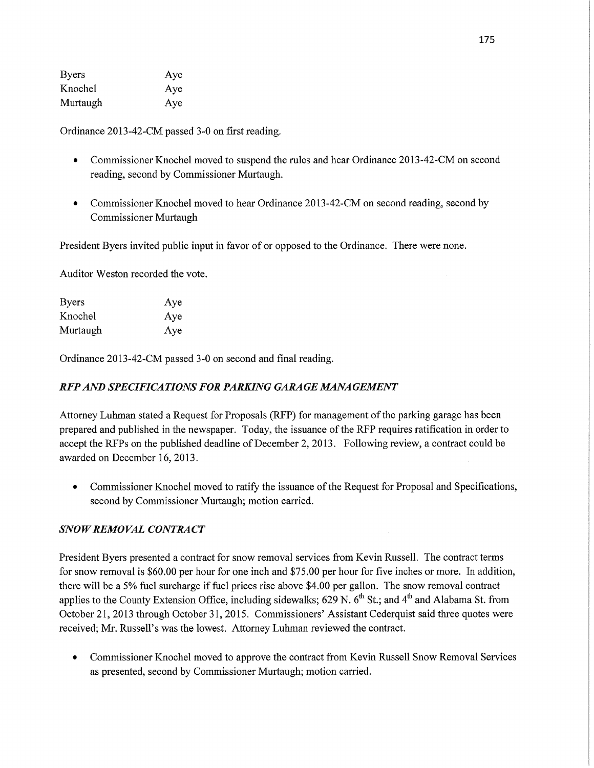| Byers | Aye |
|---|---|
| Knochel | Aye |
| Murtaugh | Aye |

Ordinance 2013-42-CM passed 3-0 on first reading.

- Commissioner Knochel moved to suspend the rules and hear Ordinance 2013-42-CM on second reading, second by Commissioner Murtaugh.

- Commissioner Knochel moved to hear Ordinance 2013-42-CM on second reading, second by Commissioner Murtaugh

President Byers invited public input in favor of or opposed to the Ordinance. There were none.

Auditor Weston recorded the vote.

| Byers | Aye |
|---|---|
| Knochel | Aye |
| Murtaugh | Aye |

Ordinance 2013-42-CM passed 3-0 on second and final reading.

### *RFP AND SPECIFICATIONS FOR PARKING GARAGE MANAGEMENT*

Attorney Luhman stated a Request for Proposals (RFP) for management of the parking garage has been prepared and published in the newspaper. Today, the issuance of the RFP requires ratification in order to accept the RFPs on the published deadline of December 2, 2013. Following review, a contract could be awarded on December 16, 2013.

- Commissioner Knochel moved to ratify the issuance of the Request for Proposal and Specifications, second by Commissioner Murtaugh; motion carried.

### *SNOW REMOVAL CONTRACT*

President Byers presented a contract for snow removal services from Kevin Russell. The contract terms for snow removal is $60.00 per hour for one inch and $75.00 per hour for five inches or more. In addition, there will be a 5% fuel surcharge if fuel prices rise above $4.00 per gallon. The snow removal contract applies to the County Extension Office, including sidewalks; 629 N. 6th St.; and 4th and Alabama St. from October 21, 2013 through October 31, 2015. Commissioners' Assistant Cederquist said three quotes were received; Mr. Russell's was the lowest. Attorney Luhman reviewed the contract.

- Commissioner Knochel moved to approve the contract from Kevin Russell Snow Removal Services as presented, second by Commissioner Murtaugh; motion carried.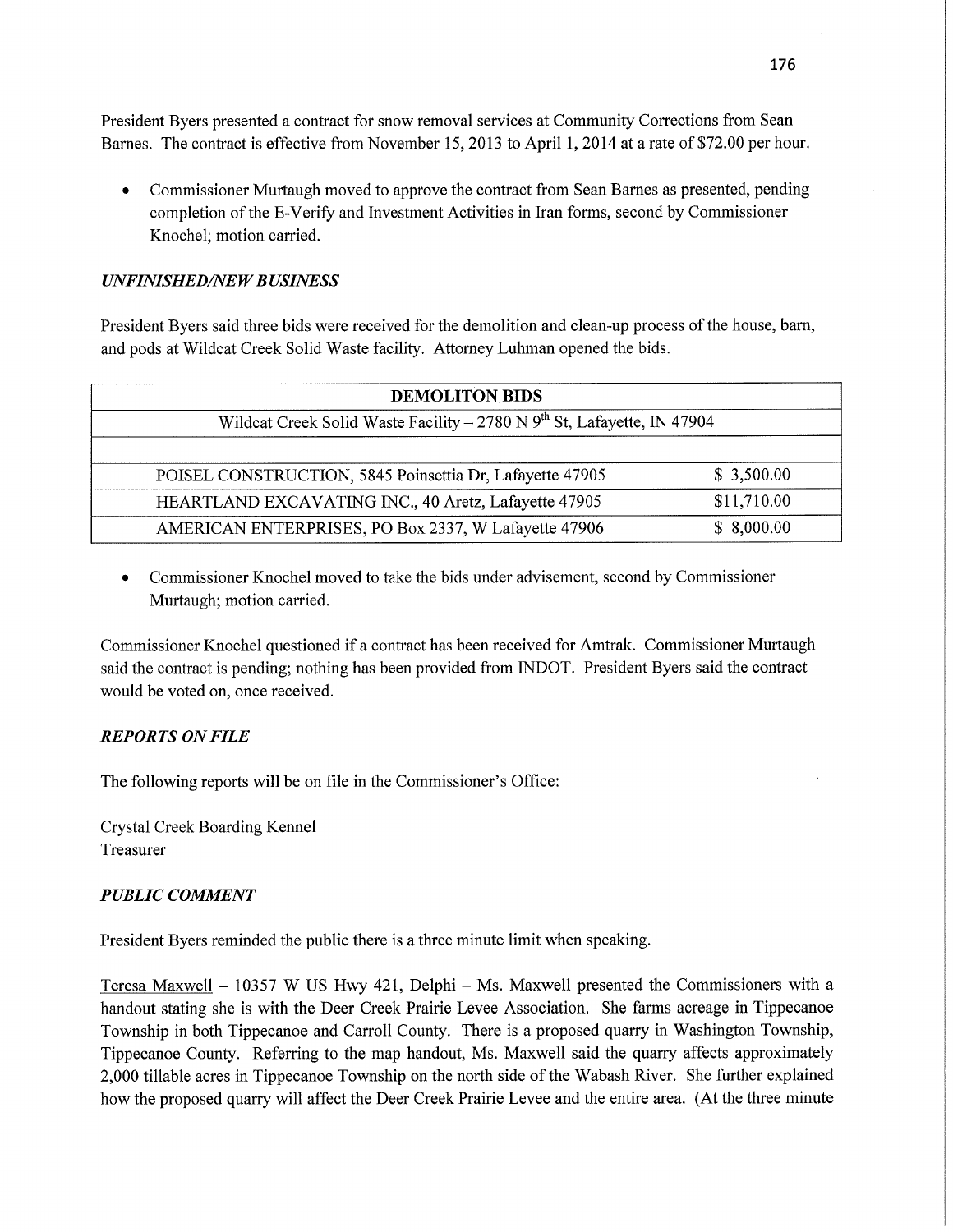President Byers presented a contract for snow removal services at Community Corrections from Sean Barnes. The contract is effective from November 15, 2013 to April 1, 2014 at a rate of $72.00 per hour.

- Commissioner Murtaugh moved to approve the contract from Sean Barnes as presented, pending completion of the E-Verify and Investment Activities in Iran forms, second by Commissioner Knochel; motion carried.

### *UNFINISHED/NEW BUSINESS*

President Byers said three bids were received for the demolition and clean-up process of the house, barn, and pods at Wildcat Creek Solid Waste facility. Attorney Luhman opened the bids.

| DEMOLITON BIDS | |
|---|---|
| Wildcat Creek Solid Waste Facility – 2780 N 9th St, Lafayette, IN 47904 | |
| | |
| POISEL CONSTRUCTION, 5845 Poinsettia Dr, Lafayette 47905 | $ 3,500.00 |
| HEARTLAND EXCAVATING INC., 40 Aretz, Lafayette 47905 | $11,710.00 |
| AMERICAN ENTERPRISES, PO Box 2337, W Lafayette 47906 | $ 8,000.00 |

- Commissioner Knochel moved to take the bids under advisement, second by Commissioner Murtaugh; motion carried.

Commissioner Knochel questioned if a contract has been received for Amtrak. Commissioner Murtaugh said the contract is pending; nothing has been provided from INDOT. President Byers said the contract would be voted on, once received.

### *REPORTS ON FILE*

The following reports will be on file in the Commissioner's Office:

Crystal Creek Boarding Kennel
Treasurer

### *PUBLIC COMMENT*

President Byers reminded the public there is a three minute limit when speaking.

Teresa Maxwell – 10357 W US Hwy 421, Delphi – Ms. Maxwell presented the Commissioners with a handout stating she is with the Deer Creek Prairie Levee Association. She farms acreage in Tippecanoe Township in both Tippecanoe and Carroll County. There is a proposed quarry in Washington Township, Tippecanoe County. Referring to the map handout, Ms. Maxwell said the quarry affects approximately 2,000 tillable acres in Tippecanoe Township on the north side of the Wabash River. She further explained how the proposed quarry will affect the Deer Creek Prairie Levee and the entire area. (At the three minute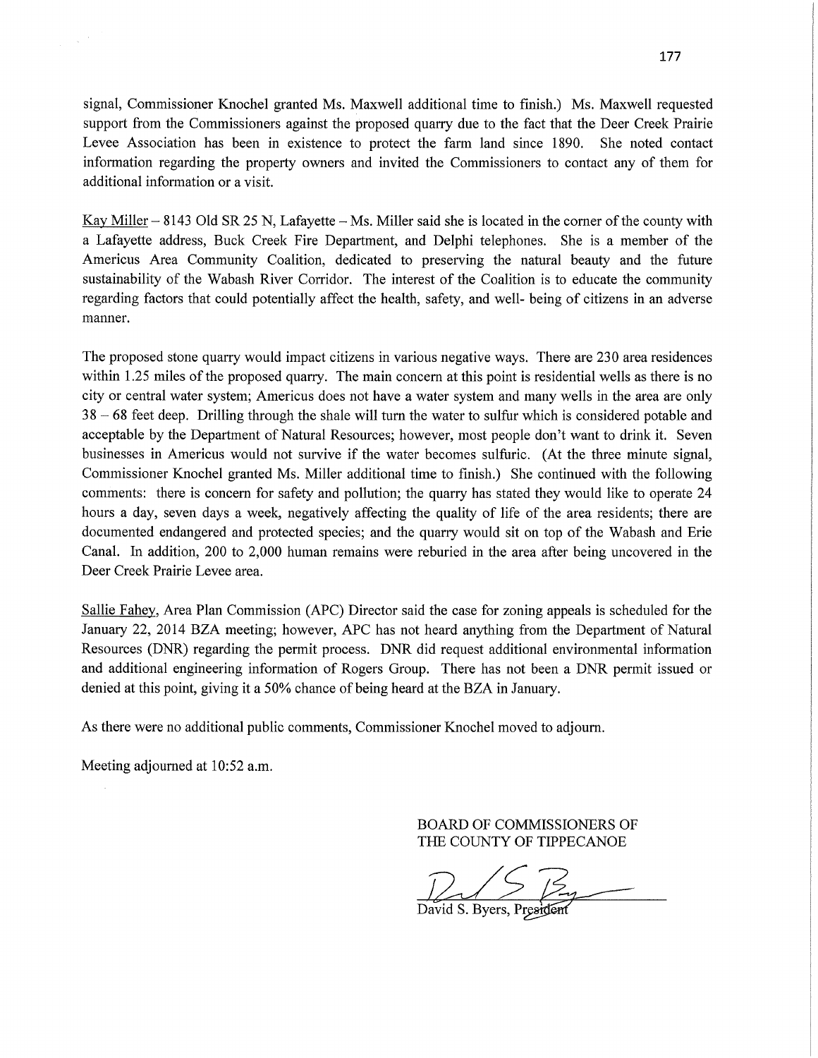signal, Commissioner Knochel granted Ms. Maxwell additional time to finish.) Ms. Maxwell requested support from the Commissioners against the proposed quarry due to the fact that the Deer Creek Prairie Levee Association has been in existence to protect the farm land since 1890. She noted contact information regarding the property owners and invited the Commissioners to contact any of them for additional information or a visit.

Kay Miller – 8143 Old SR 25 N, Lafayette – Ms. Miller said she is located in the corner of the county with a Lafayette address, Buck Creek Fire Department, and Delphi telephones. She is a member of the Americus Area Community Coalition, dedicated to preserving the natural beauty and the future sustainability of the Wabash River Corridor. The interest of the Coalition is to educate the community regarding factors that could potentially affect the health, safety, and well- being of citizens in an adverse manner.

The proposed stone quarry would impact citizens in various negative ways. There are 230 area residences within 1.25 miles of the proposed quarry. The main concern at this point is residential wells as there is no city or central water system; Americus does not have a water system and many wells in the area are only 38 – 68 feet deep. Drilling through the shale will turn the water to sulfur which is considered potable and acceptable by the Department of Natural Resources; however, most people don't want to drink it. Seven businesses in Americus would not survive if the water becomes sulfuric. (At the three minute signal, Commissioner Knochel granted Ms. Miller additional time to finish.) She continued with the following comments: there is concern for safety and pollution; the quarry has stated they would like to operate 24 hours a day, seven days a week, negatively affecting the quality of life of the area residents; there are documented endangered and protected species; and the quarry would sit on top of the Wabash and Erie Canal. In addition, 200 to 2,000 human remains were reburied in the area after being uncovered in the Deer Creek Prairie Levee area.

Sallie Fahey, Area Plan Commission (APC) Director said the case for zoning appeals is scheduled for the January 22, 2014 BZA meeting; however, APC has not heard anything from the Department of Natural Resources (DNR) regarding the permit process. DNR did request additional environmental information and additional engineering information of Rogers Group. There has not been a DNR permit issued or denied at this point, giving it a 50% chance of being heard at the BZA in January.

As there were no additional public comments, Commissioner Knochel moved to adjourn.

Meeting adjourned at 10:52 a.m.

BOARD OF COMMISSIONERS OF
THE COUNTY OF TIPPECANOE

David S. Byers, President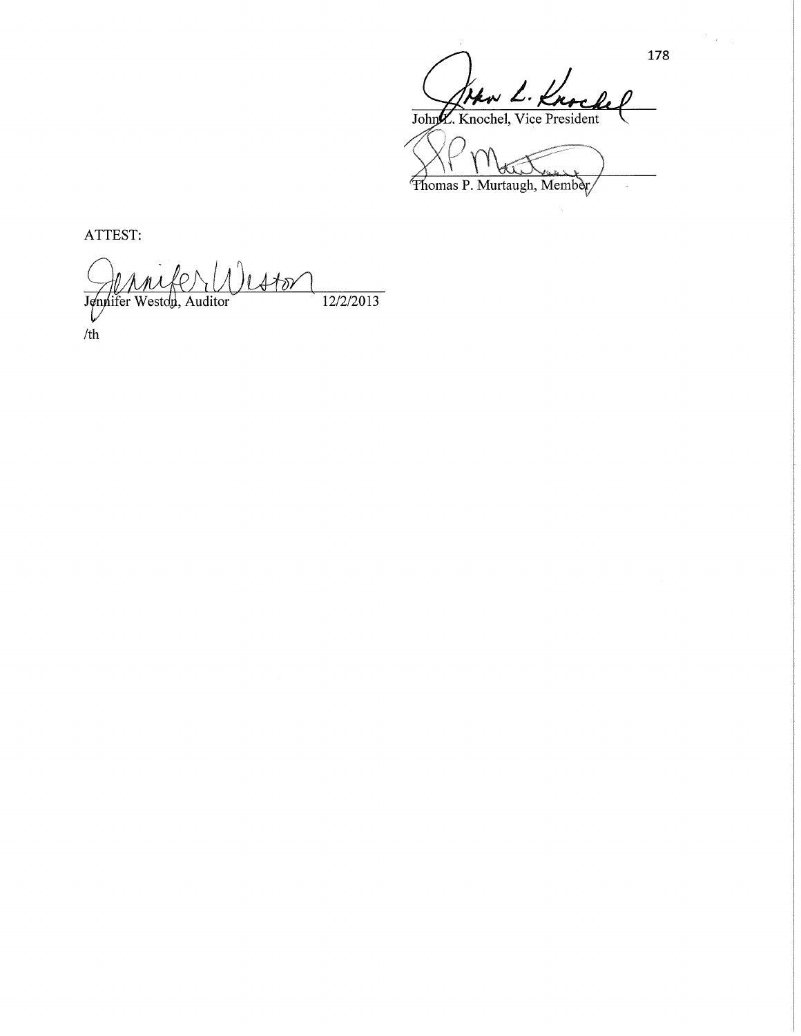John L. Knochel, Vice President

Thomas P. Murtaugh, Member

ATTEST:

Jennifer Weston, Auditor 12/2/2013

/th